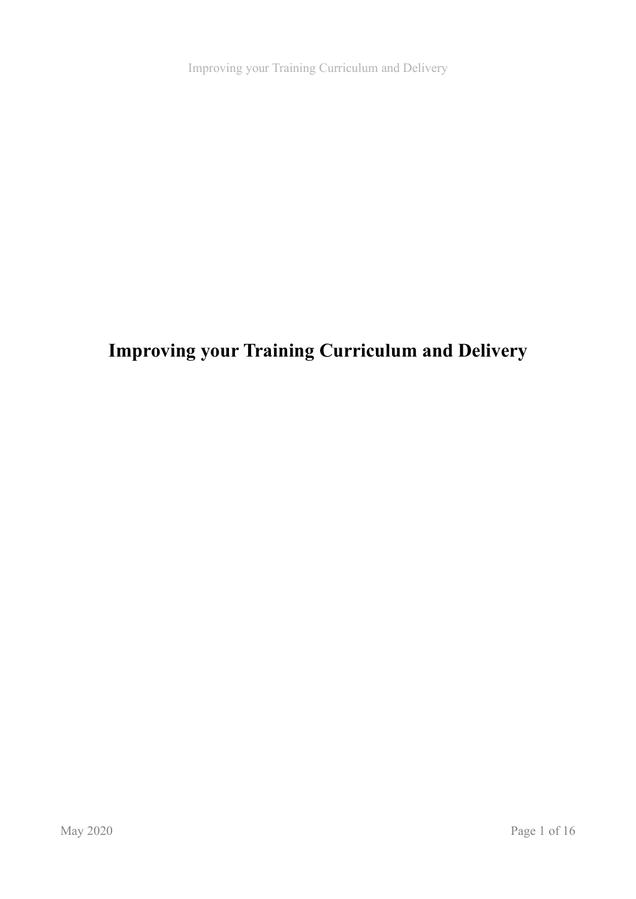# Improving your Training Curriculum and Delivery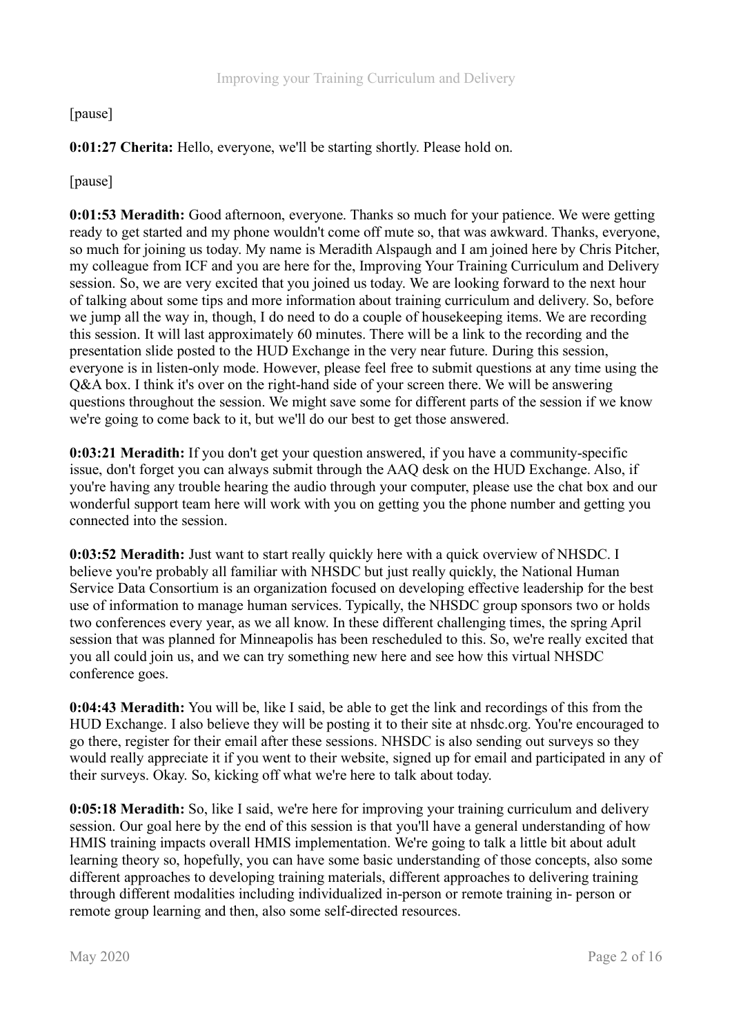[pause]

**0:01:27 Cherita:** Hello, everyone, we'll be starting shortly. Please hold on.

[pause]

**0:01:53 Meradith:** Good afternoon, everyone. Thanks so much for your patience. We were getting ready to get started and my phone wouldn't come off mute so, that was awkward. Thanks, everyone, so much for joining us today. My name is Meradith Alspaugh and I am joined here by Chris Pitcher, my colleague from ICF and you are here for the, Improving Your Training Curriculum and Delivery session. So, we are very excited that you joined us today. We are looking forward to the next hour of talking about some tips and more information about training curriculum and delivery. So, before we jump all the way in, though, I do need to do a couple of housekeeping items. We are recording this session. It will last approximately 60 minutes. There will be a link to the recording and the presentation slide posted to the HUD Exchange in the very near future. During this session, everyone is in listen-only mode. However, please feel free to submit questions at any time using the Q&A box. I think it's over on the right-hand side of your screen there. We will be answering questions throughout the session. We might save some for different parts of the session if we know we're going to come back to it, but we'll do our best to get those answered.

**0:03:21 Meradith:** If you don't get your question answered, if you have a community-specific issue, don't forget you can always submit through the AAQ desk on the HUD Exchange. Also, if you're having any trouble hearing the audio through your computer, please use the chat box and our wonderful support team here will work with you on getting you the phone number and getting you connected into the session.

**0:03:52 Meradith:** Just want to start really quickly here with a quick overview of NHSDC. I believe you're probably all familiar with NHSDC but just really quickly, the National Human Service Data Consortium is an organization focused on developing effective leadership for the best use of information to manage human services. Typically, the NHSDC group sponsors two or holds two conferences every year, as we all know. In these different challenging times, the spring April session that was planned for Minneapolis has been rescheduled to this. So, we're really excited that you all could join us, and we can try something new here and see how this virtual NHSDC conference goes.

**0:04:43 Meradith:** You will be, like I said, be able to get the link and recordings of this from the HUD Exchange. I also believe they will be posting it to their site at nhsdc.org. You're encouraged to go there, register for their email after these sessions. NHSDC is also sending out surveys so they would really appreciate it if you went to their website, signed up for email and participated in any of their surveys. Okay. So, kicking off what we're here to talk about today.

**0:05:18 Meradith:** So, like I said, we're here for improving your training curriculum and delivery session. Our goal here by the end of this session is that you'll have a general understanding of how HMIS training impacts overall HMIS implementation. We're going to talk a little bit about adult learning theory so, hopefully, you can have some basic understanding of those concepts, also some different approaches to developing training materials, different approaches to delivering training through different modalities including individualized in-person or remote training in- person or remote group learning and then, also some self-directed resources.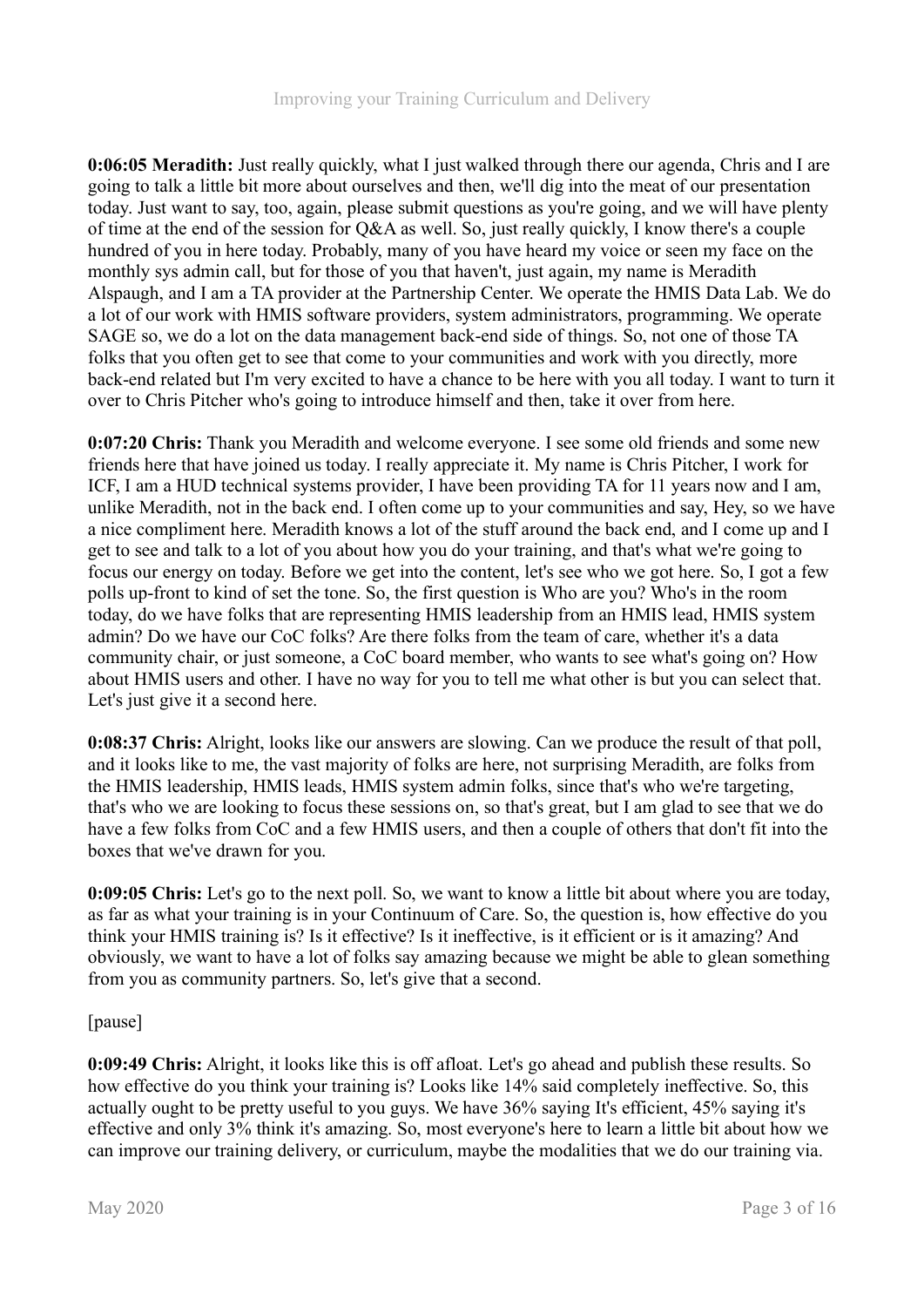**0:06:05 Meradith:** Just really quickly, what I just walked through there our agenda, Chris and I are going to talk a little bit more about ourselves and then, we'll dig into the meat of our presentation today. Just want to say, too, again, please submit questions as you're going, and we will have plenty of time at the end of the session for Q&A as well. So, just really quickly, I know there's a couple hundred of you in here today. Probably, many of you have heard my voice or seen my face on the monthly sys admin call, but for those of you that haven't, just again, my name is Meradith Alspaugh, and I am a TA provider at the Partnership Center. We operate the HMIS Data Lab. We do a lot of our work with HMIS software providers, system administrators, programming. We operate SAGE so, we do a lot on the data management back-end side of things. So, not one of those TA folks that you often get to see that come to your communities and work with you directly, more back-end related but I'm very excited to have a chance to be here with you all today. I want to turn it over to Chris Pitcher who's going to introduce himself and then, take it over from here.

**0:07:20 Chris:** Thank you Meradith and welcome everyone. I see some old friends and some new friends here that have joined us today. I really appreciate it. My name is Chris Pitcher, I work for ICF, I am a HUD technical systems provider, I have been providing TA for 11 years now and I am, unlike Meradith, not in the back end. I often come up to your communities and say, Hey, so we have a nice compliment here. Meradith knows a lot of the stuff around the back end, and I come up and I get to see and talk to a lot of you about how you do your training, and that's what we're going to focus our energy on today. Before we get into the content, let's see who we got here. So, I got a few polls up-front to kind of set the tone. So, the first question is Who are you? Who's in the room today, do we have folks that are representing HMIS leadership from an HMIS lead, HMIS system admin? Do we have our CoC folks? Are there folks from the team of care, whether it's a data community chair, or just someone, a CoC board member, who wants to see what's going on? How about HMIS users and other. I have no way for you to tell me what other is but you can select that. Let's just give it a second here.

**0:08:37 Chris:** Alright, looks like our answers are slowing. Can we produce the result of that poll, and it looks like to me, the vast majority of folks are here, not surprising Meradith, are folks from the HMIS leadership, HMIS leads, HMIS system admin folks, since that's who we're targeting, that's who we are looking to focus these sessions on, so that's great, but I am glad to see that we do have a few folks from CoC and a few HMIS users, and then a couple of others that don't fit into the boxes that we've drawn for you.

**0:09:05 Chris:** Let's go to the next poll. So, we want to know a little bit about where you are today, as far as what your training is in your Continuum of Care. So, the question is, how effective do you think your HMIS training is? Is it effective? Is it ineffective, is it efficient or is it amazing? And obviously, we want to have a lot of folks say amazing because we might be able to glean something from you as community partners. So, let's give that a second.

[pause]

**0:09:49 Chris:** Alright, it looks like this is off afloat. Let's go ahead and publish these results. So how effective do you think your training is? Looks like 14% said completely ineffective. So, this actually ought to be pretty useful to you guys. We have 36% saying It's efficient, 45% saying it's effective and only 3% think it's amazing. So, most everyone's here to learn a little bit about how we can improve our training delivery, or curriculum, maybe the modalities that we do our training via.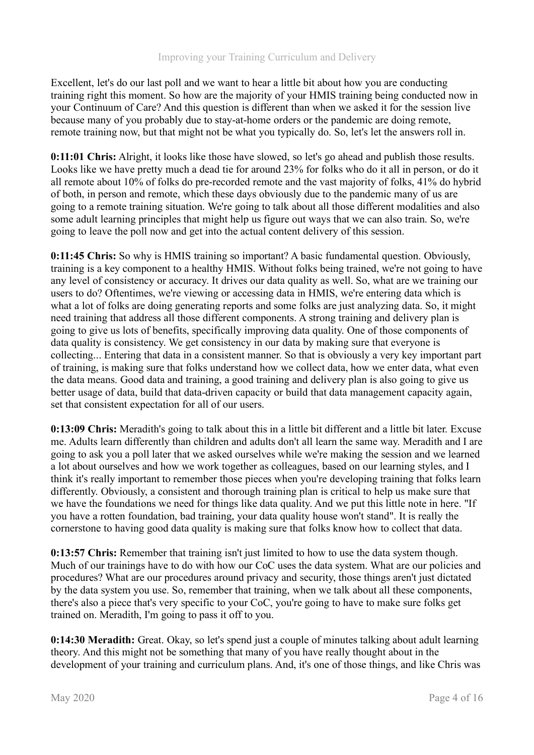Excellent, let's do our last poll and we want to hear a little bit about how you are conducting training right this moment. So how are the majority of your HMIS training being conducted now in your Continuum of Care? And this question is different than when we asked it for the session live because many of you probably due to stay-at-home orders or the pandemic are doing remote, remote training now, but that might not be what you typically do. So, let's let the answers roll in.

**0:11:01 Chris:** Alright, it looks like those have slowed, so let's go ahead and publish those results. Looks like we have pretty much a dead tie for around 23% for folks who do it all in person, or do it all remote about 10% of folks do pre-recorded remote and the vast majority of folks, 41% do hybrid of both, in person and remote, which these days obviously due to the pandemic many of us are going to a remote training situation. We're going to talk about all those different modalities and also some adult learning principles that might help us figure out ways that we can also train. So, we're going to leave the poll now and get into the actual content delivery of this session.

**0:11:45 Chris:** So why is HMIS training so important? A basic fundamental question. Obviously, training is a key component to a healthy HMIS. Without folks being trained, we're not going to have any level of consistency or accuracy. It drives our data quality as well. So, what are we training our users to do? Oftentimes, we're viewing or accessing data in HMIS, we're entering data which is what a lot of folks are doing generating reports and some folks are just analyzing data. So, it might need training that address all those different components. A strong training and delivery plan is going to give us lots of benefits, specifically improving data quality. One of those components of data quality is consistency. We get consistency in our data by making sure that everyone is collecting... Entering that data in a consistent manner. So that is obviously a very key important part of training, is making sure that folks understand how we collect data, how we enter data, what even the data means. Good data and training, a good training and delivery plan is also going to give us better usage of data, build that data-driven capacity or build that data management capacity again, set that consistent expectation for all of our users.

**0:13:09 Chris:** Meradith's going to talk about this in a little bit different and a little bit later. Excuse me. Adults learn differently than children and adults don't all learn the same way. Meradith and I are going to ask you a poll later that we asked ourselves while we're making the session and we learned a lot about ourselves and how we work together as colleagues, based on our learning styles, and I think it's really important to remember those pieces when you're developing training that folks learn differently. Obviously, a consistent and thorough training plan is critical to help us make sure that we have the foundations we need for things like data quality. And we put this little note in here. "If you have a rotten foundation, bad training, your data quality house won't stand". It is really the cornerstone to having good data quality is making sure that folks know how to collect that data.

**0:13:57 Chris:** Remember that training isn't just limited to how to use the data system though. Much of our trainings have to do with how our CoC uses the data system. What are our policies and procedures? What are our procedures around privacy and security, those things aren't just dictated by the data system you use. So, remember that training, when we talk about all these components, there's also a piece that's very specific to your CoC, you're going to have to make sure folks get trained on. Meradith, I'm going to pass it off to you.

**0:14:30 Meradith:** Great. Okay, so let's spend just a couple of minutes talking about adult learning theory. And this might not be something that many of you have really thought about in the development of your training and curriculum plans. And, it's one of those things, and like Chris was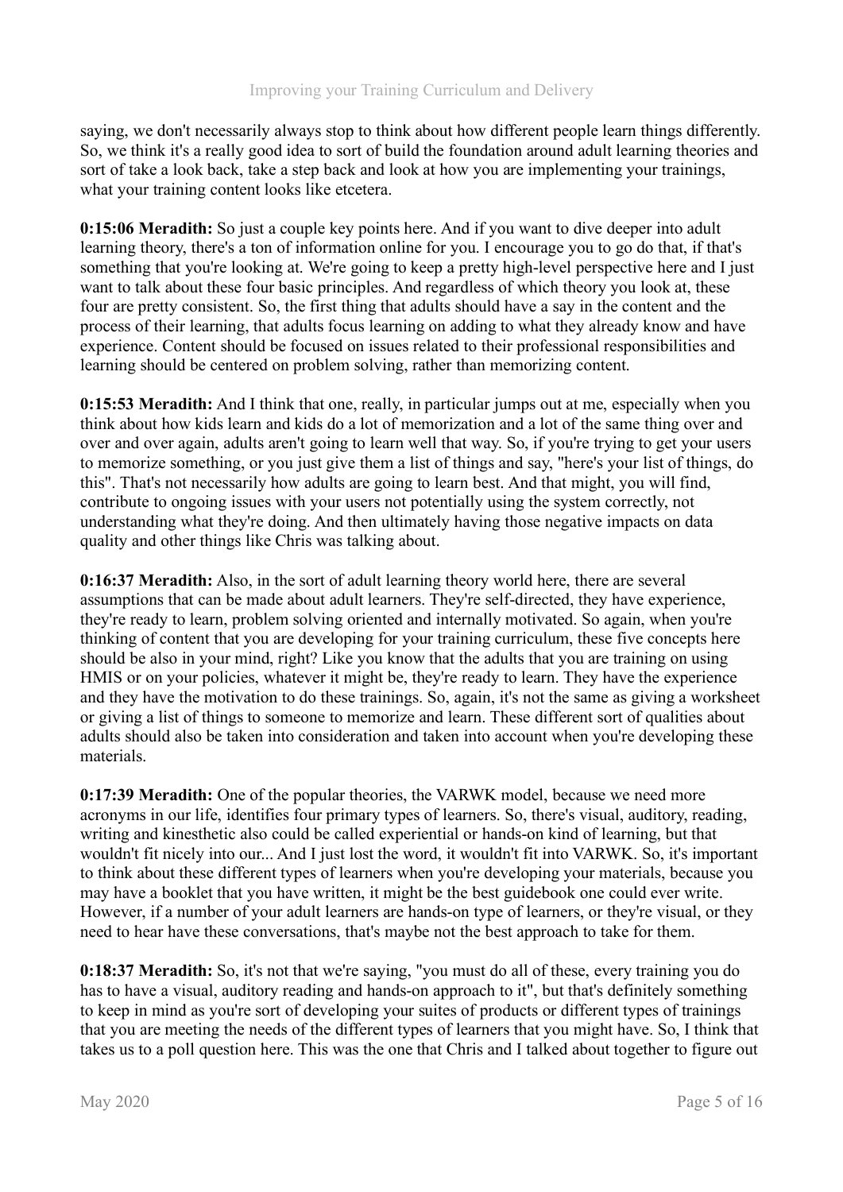saying, we don't necessarily always stop to think about how different people learn things differently. So, we think it's a really good idea to sort of build the foundation around adult learning theories and sort of take a look back, take a step back and look at how you are implementing your trainings, what your training content looks like etcetera.

**0:15:06 Meradith:** So just a couple key points here. And if you want to dive deeper into adult learning theory, there's a ton of information online for you. I encourage you to go do that, if that's something that you're looking at. We're going to keep a pretty high-level perspective here and I just want to talk about these four basic principles. And regardless of which theory you look at, these four are pretty consistent. So, the first thing that adults should have a say in the content and the process of their learning, that adults focus learning on adding to what they already know and have experience. Content should be focused on issues related to their professional responsibilities and learning should be centered on problem solving, rather than memorizing content.

**0:15:53 Meradith:** And I think that one, really, in particular jumps out at me, especially when you think about how kids learn and kids do a lot of memorization and a lot of the same thing over and over and over again, adults aren't going to learn well that way. So, if you're trying to get your users to memorize something, or you just give them a list of things and say, "here's your list of things, do this". That's not necessarily how adults are going to learn best. And that might, you will find, contribute to ongoing issues with your users not potentially using the system correctly, not understanding what they're doing. And then ultimately having those negative impacts on data quality and other things like Chris was talking about.

**0:16:37 Meradith:** Also, in the sort of adult learning theory world here, there are several assumptions that can be made about adult learners. They're self-directed, they have experience, they're ready to learn, problem solving oriented and internally motivated. So again, when you're thinking of content that you are developing for your training curriculum, these five concepts here should be also in your mind, right? Like you know that the adults that you are training on using HMIS or on your policies, whatever it might be, they're ready to learn. They have the experience and they have the motivation to do these trainings. So, again, it's not the same as giving a worksheet or giving a list of things to someone to memorize and learn. These different sort of qualities about adults should also be taken into consideration and taken into account when you're developing these materials.

**0:17:39 Meradith:** One of the popular theories, the VARWK model, because we need more acronyms in our life, identifies four primary types of learners. So, there's visual, auditory, reading, writing and kinesthetic also could be called experiential or hands-on kind of learning, but that wouldn't fit nicely into our... And I just lost the word, it wouldn't fit into VARWK. So, it's important to think about these different types of learners when you're developing your materials, because you may have a booklet that you have written, it might be the best guidebook one could ever write. However, if a number of your adult learners are hands-on type of learners, or they're visual, or they need to hear have these conversations, that's maybe not the best approach to take for them.

**0:18:37 Meradith:** So, it's not that we're saying, "you must do all of these, every training you do has to have a visual, auditory reading and hands-on approach to it", but that's definitely something to keep in mind as you're sort of developing your suites of products or different types of trainings that you are meeting the needs of the different types of learners that you might have. So, I think that takes us to a poll question here. This was the one that Chris and I talked about together to figure out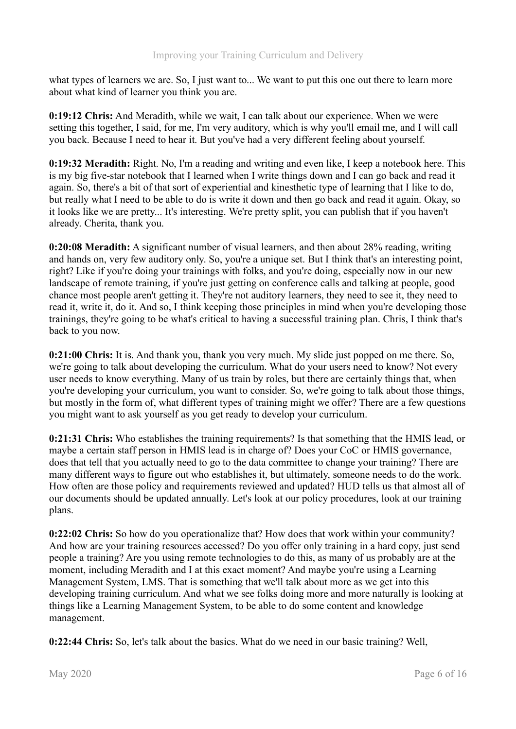what types of learners we are. So, I just want to... We want to put this one out there to learn more about what kind of learner you think you are.

**0:19:12 Chris:** And Meradith, while we wait, I can talk about our experience. When we were setting this together, I said, for me, I'm very auditory, which is why you'll email me, and I will call you back. Because I need to hear it. But you've had a very different feeling about yourself.

**0:19:32 Meradith:** Right. No, I'm a reading and writing and even like, I keep a notebook here. This is my big five-star notebook that I learned when I write things down and I can go back and read it again. So, there's a bit of that sort of experiential and kinesthetic type of learning that I like to do, but really what I need to be able to do is write it down and then go back and read it again. Okay, so it looks like we are pretty... It's interesting. We're pretty split, you can publish that if you haven't already. Cherita, thank you.

**0:20:08 Meradith:** A significant number of visual learners, and then about 28% reading, writing and hands on, very few auditory only. So, you're a unique set. But I think that's an interesting point, right? Like if you're doing your trainings with folks, and you're doing, especially now in our new landscape of remote training, if you're just getting on conference calls and talking at people, good chance most people aren't getting it. They're not auditory learners, they need to see it, they need to read it, write it, do it. And so, I think keeping those principles in mind when you're developing those trainings, they're going to be what's critical to having a successful training plan. Chris, I think that's back to you now.

**0:21:00 Chris:** It is. And thank you, thank you very much. My slide just popped on me there. So, we're going to talk about developing the curriculum. What do your users need to know? Not every user needs to know everything. Many of us train by roles, but there are certainly things that, when you're developing your curriculum, you want to consider. So, we're going to talk about those things, but mostly in the form of, what different types of training might we offer? There are a few questions you might want to ask yourself as you get ready to develop your curriculum.

**0:21:31 Chris:** Who establishes the training requirements? Is that something that the HMIS lead, or maybe a certain staff person in HMIS lead is in charge of? Does your CoC or HMIS governance, does that tell that you actually need to go to the data committee to change your training? There are many different ways to figure out who establishes it, but ultimately, someone needs to do the work. How often are those policy and requirements reviewed and updated? HUD tells us that almost all of our documents should be updated annually. Let's look at our policy procedures, look at our training plans.

**0:22:02 Chris:** So how do you operationalize that? How does that work within your community? And how are your training resources accessed? Do you offer only training in a hard copy, just send people a training? Are you using remote technologies to do this, as many of us probably are at the moment, including Meradith and I at this exact moment? And maybe you're using a Learning Management System, LMS. That is something that we'll talk about more as we get into this developing training curriculum. And what we see folks doing more and more naturally is looking at things like a Learning Management System, to be able to do some content and knowledge management.

**0:22:44 Chris:** So, let's talk about the basics. What do we need in our basic training? Well,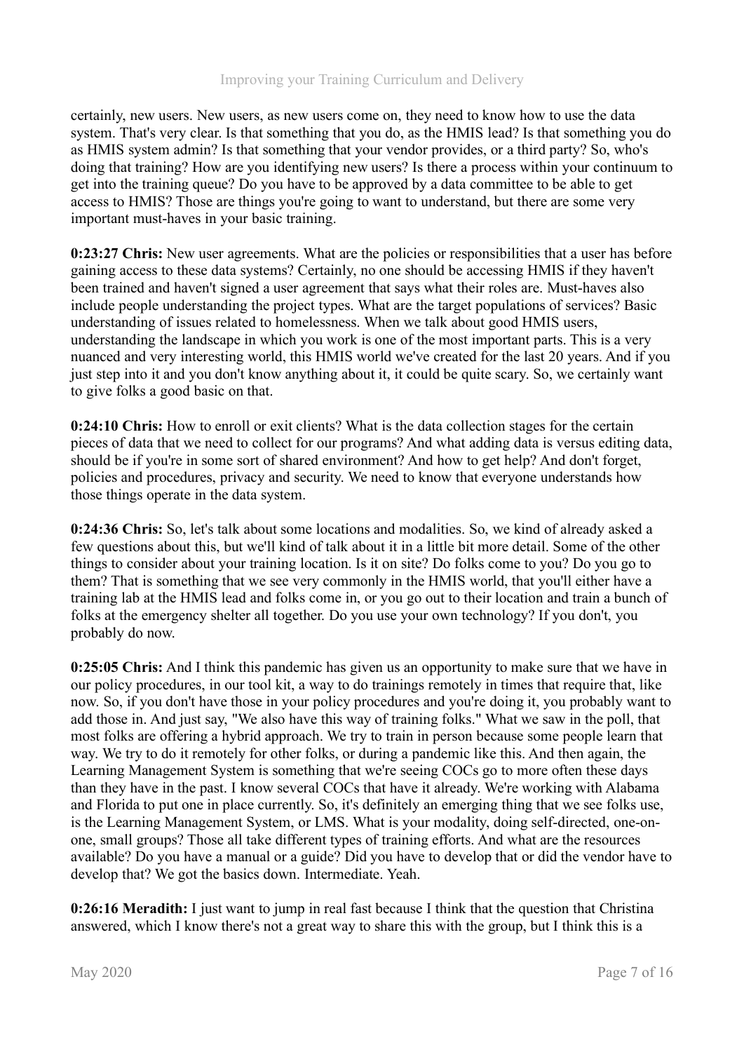certainly, new users. New users, as new users come on, they need to know how to use the data system. That's very clear. Is that something that you do, as the HMIS lead? Is that something you do as HMIS system admin? Is that something that your vendor provides, or a third party? So, who's doing that training? How are you identifying new users? Is there a process within your continuum to get into the training queue? Do you have to be approved by a data committee to be able to get access to HMIS? Those are things you're going to want to understand, but there are some very important must-haves in your basic training.

**0:23:27 Chris:** New user agreements. What are the policies or responsibilities that a user has before gaining access to these data systems? Certainly, no one should be accessing HMIS if they haven't been trained and haven't signed a user agreement that says what their roles are. Must-haves also include people understanding the project types. What are the target populations of services? Basic understanding of issues related to homelessness. When we talk about good HMIS users, understanding the landscape in which you work is one of the most important parts. This is a very nuanced and very interesting world, this HMIS world we've created for the last 20 years. And if you just step into it and you don't know anything about it, it could be quite scary. So, we certainly want to give folks a good basic on that.

**0:24:10 Chris:** How to enroll or exit clients? What is the data collection stages for the certain pieces of data that we need to collect for our programs? And what adding data is versus editing data, should be if you're in some sort of shared environment? And how to get help? And don't forget, policies and procedures, privacy and security. We need to know that everyone understands how those things operate in the data system.

**0:24:36 Chris:** So, let's talk about some locations and modalities. So, we kind of already asked a few questions about this, but we'll kind of talk about it in a little bit more detail. Some of the other things to consider about your training location. Is it on site? Do folks come to you? Do you go to them? That is something that we see very commonly in the HMIS world, that you'll either have a training lab at the HMIS lead and folks come in, or you go out to their location and train a bunch of folks at the emergency shelter all together. Do you use your own technology? If you don't, you probably do now.

**0:25:05 Chris:** And I think this pandemic has given us an opportunity to make sure that we have in our policy procedures, in our tool kit, a way to do trainings remotely in times that require that, like now. So, if you don't have those in your policy procedures and you're doing it, you probably want to add those in. And just say, "We also have this way of training folks." What we saw in the poll, that most folks are offering a hybrid approach. We try to train in person because some people learn that way. We try to do it remotely for other folks, or during a pandemic like this. And then again, the Learning Management System is something that we're seeing COCs go to more often these days than they have in the past. I know several COCs that have it already. We're working with Alabama and Florida to put one in place currently. So, it's definitely an emerging thing that we see folks use, is the Learning Management System, or LMS. What is your modality, doing self-directed, one-on-one, small groups? Those all take different types of training efforts. And what are the resources available? Do you have a manual or a guide? Did you have to develop that or did the vendor have to develop that? We got the basics down. Intermediate. Yeah.

**0:26:16 Meradith:** I just want to jump in real fast because I think that the question that Christina answered, which I know there's not a great way to share this with the group, but I think this is a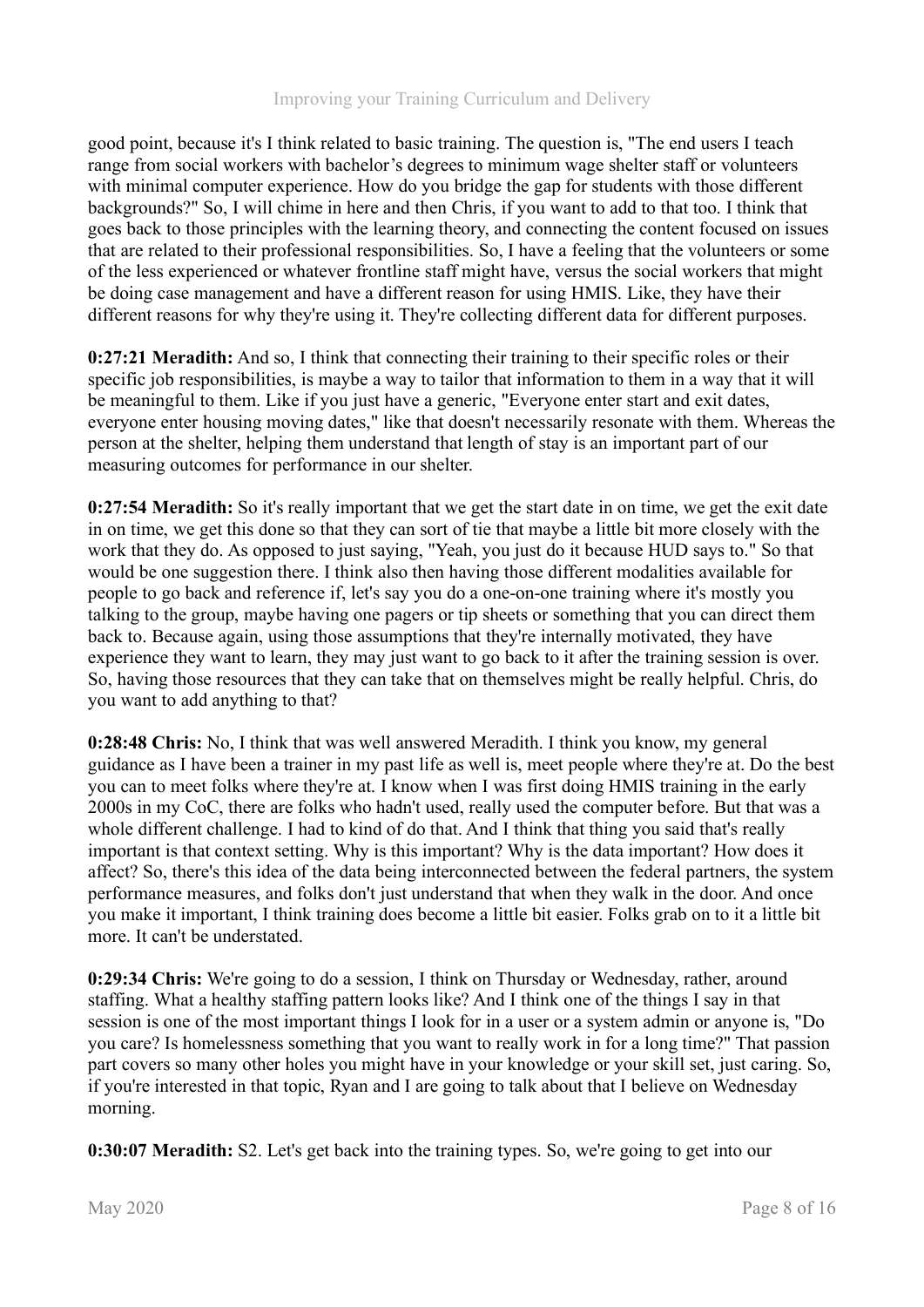good point, because it's I think related to basic training. The question is, "The end users I teach range from social workers with bachelor's degrees to minimum wage shelter staff or volunteers with minimal computer experience. How do you bridge the gap for students with those different backgrounds?" So, I will chime in here and then Chris, if you want to add to that too. I think that goes back to those principles with the learning theory, and connecting the content focused on issues that are related to their professional responsibilities. So, I have a feeling that the volunteers or some of the less experienced or whatever frontline staff might have, versus the social workers that might be doing case management and have a different reason for using HMIS. Like, they have their different reasons for why they're using it. They're collecting different data for different purposes.

**0:27:21 Meradith:** And so, I think that connecting their training to their specific roles or their specific job responsibilities, is maybe a way to tailor that information to them in a way that it will be meaningful to them. Like if you just have a generic, "Everyone enter start and exit dates, everyone enter housing moving dates," like that doesn't necessarily resonate with them. Whereas the person at the shelter, helping them understand that length of stay is an important part of our measuring outcomes for performance in our shelter.

**0:27:54 Meradith:** So it's really important that we get the start date in on time, we get the exit date in on time, we get this done so that they can sort of tie that maybe a little bit more closely with the work that they do. As opposed to just saying, "Yeah, you just do it because HUD says to." So that would be one suggestion there. I think also then having those different modalities available for people to go back and reference if, let's say you do a one-on-one training where it's mostly you talking to the group, maybe having one pagers or tip sheets or something that you can direct them back to. Because again, using those assumptions that they're internally motivated, they have experience they want to learn, they may just want to go back to it after the training session is over. So, having those resources that they can take that on themselves might be really helpful. Chris, do you want to add anything to that?

**0:28:48 Chris:** No, I think that was well answered Meradith. I think you know, my general guidance as I have been a trainer in my past life as well is, meet people where they're at. Do the best you can to meet folks where they're at. I know when I was first doing HMIS training in the early 2000s in my CoC, there are folks who hadn't used, really used the computer before. But that was a whole different challenge. I had to kind of do that. And I think that thing you said that's really important is that context setting. Why is this important? Why is the data important? How does it affect? So, there's this idea of the data being interconnected between the federal partners, the system performance measures, and folks don't just understand that when they walk in the door. And once you make it important, I think training does become a little bit easier. Folks grab on to it a little bit more. It can't be understated.

**0:29:34 Chris:** We're going to do a session, I think on Thursday or Wednesday, rather, around staffing. What a healthy staffing pattern looks like? And I think one of the things I say in that session is one of the most important things I look for in a user or a system admin or anyone is, "Do you care? Is homelessness something that you want to really work in for a long time?" That passion part covers so many other holes you might have in your knowledge or your skill set, just caring. So, if you're interested in that topic, Ryan and I are going to talk about that I believe on Wednesday morning.

**0:30:07 Meradith:** S2. Let's get back into the training types. So, we're going to get into our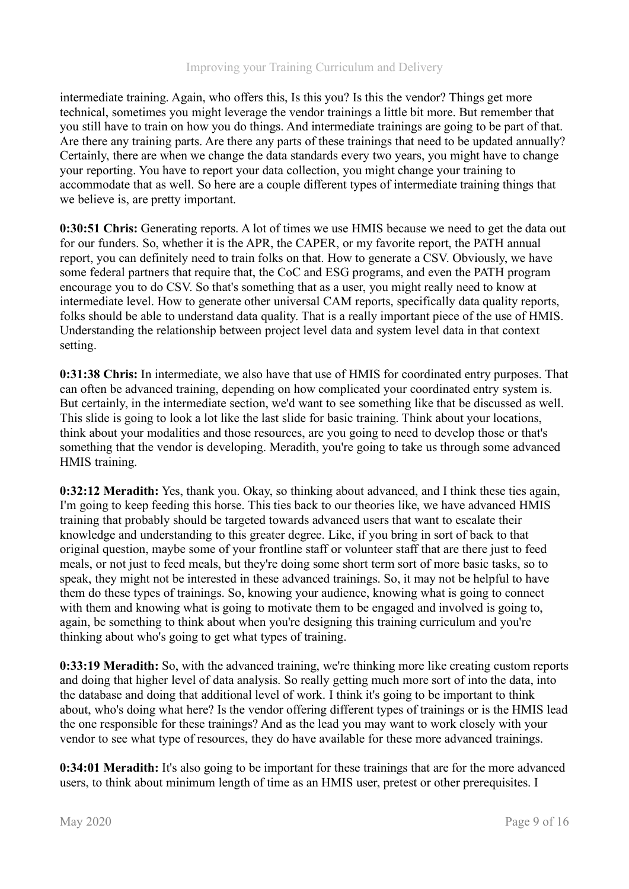intermediate training. Again, who offers this, Is this you? Is this the vendor? Things get more technical, sometimes you might leverage the vendor trainings a little bit more. But remember that you still have to train on how you do things. And intermediate trainings are going to be part of that. Are there any training parts. Are there any parts of these trainings that need to be updated annually? Certainly, there are when we change the data standards every two years, you might have to change your reporting. You have to report your data collection, you might change your training to accommodate that as well. So here are a couple different types of intermediate training things that we believe is, are pretty important.

**0:30:51 Chris:** Generating reports. A lot of times we use HMIS because we need to get the data out for our funders. So, whether it is the APR, the CAPER, or my favorite report, the PATH annual report, you can definitely need to train folks on that. How to generate a CSV. Obviously, we have some federal partners that require that, the CoC and ESG programs, and even the PATH program encourage you to do CSV. So that's something that as a user, you might really need to know at intermediate level. How to generate other universal CAM reports, specifically data quality reports, folks should be able to understand data quality. That is a really important piece of the use of HMIS. Understanding the relationship between project level data and system level data in that context setting.

**0:31:38 Chris:** In intermediate, we also have that use of HMIS for coordinated entry purposes. That can often be advanced training, depending on how complicated your coordinated entry system is. But certainly, in the intermediate section, we'd want to see something like that be discussed as well. This slide is going to look a lot like the last slide for basic training. Think about your locations, think about your modalities and those resources, are you going to need to develop those or that's something that the vendor is developing. Meradith, you're going to take us through some advanced HMIS training.

**0:32:12 Meradith:** Yes, thank you. Okay, so thinking about advanced, and I think these ties again, I'm going to keep feeding this horse. This ties back to our theories like, we have advanced HMIS training that probably should be targeted towards advanced users that want to escalate their knowledge and understanding to this greater degree. Like, if you bring in sort of back to that original question, maybe some of your frontline staff or volunteer staff that are there just to feed meals, or not just to feed meals, but they're doing some short term sort of more basic tasks, so to speak, they might not be interested in these advanced trainings. So, it may not be helpful to have them do these types of trainings. So, knowing your audience, knowing what is going to connect with them and knowing what is going to motivate them to be engaged and involved is going to, again, be something to think about when you're designing this training curriculum and you're thinking about who's going to get what types of training.

**0:33:19 Meradith:** So, with the advanced training, we're thinking more like creating custom reports and doing that higher level of data analysis. So really getting much more sort of into the data, into the database and doing that additional level of work. I think it's going to be important to think about, who's doing what here? Is the vendor offering different types of trainings or is the HMIS lead the one responsible for these trainings? And as the lead you may want to work closely with your vendor to see what type of resources, they do have available for these more advanced trainings.

**0:34:01 Meradith:** It's also going to be important for these trainings that are for the more advanced users, to think about minimum length of time as an HMIS user, pretest or other prerequisites. I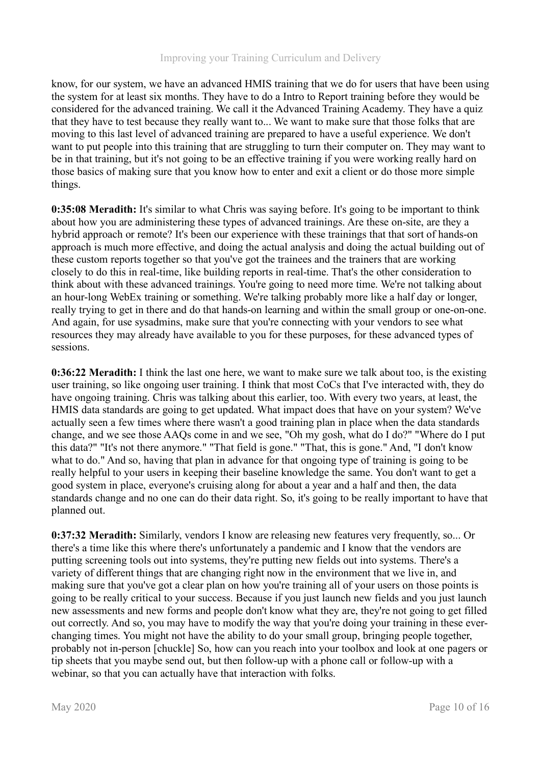know, for our system, we have an advanced HMIS training that we do for users that have been using the system for at least six months. They have to do a Intro to Report training before they would be considered for the advanced training. We call it the Advanced Training Academy. They have a quiz that they have to test because they really want to... We want to make sure that those folks that are moving to this last level of advanced training are prepared to have a useful experience. We don't want to put people into this training that are struggling to turn their computer on. They may want to be in that training, but it's not going to be an effective training if you were working really hard on those basics of making sure that you know how to enter and exit a client or do those more simple things.

**0:35:08 Meradith:** It's similar to what Chris was saying before. It's going to be important to think about how you are administering these types of advanced trainings. Are these on-site, are they a hybrid approach or remote? It's been our experience with these trainings that that sort of hands-on approach is much more effective, and doing the actual analysis and doing the actual building out of these custom reports together so that you've got the trainees and the trainers that are working closely to do this in real-time, like building reports in real-time. That's the other consideration to think about with these advanced trainings. You're going to need more time. We're not talking about an hour-long WebEx training or something. We're talking probably more like a half day or longer, really trying to get in there and do that hands-on learning and within the small group or one-on-one. And again, for use sysadmins, make sure that you're connecting with your vendors to see what resources they may already have available to you for these purposes, for these advanced types of sessions.

**0:36:22 Meradith:** I think the last one here, we want to make sure we talk about too, is the existing user training, so like ongoing user training. I think that most CoCs that I've interacted with, they do have ongoing training. Chris was talking about this earlier, too. With every two years, at least, the HMIS data standards are going to get updated. What impact does that have on your system? We've actually seen a few times where there wasn't a good training plan in place when the data standards change, and we see those AAQs come in and we see, "Oh my gosh, what do I do?" "Where do I put this data?" "It's not there anymore." "That field is gone." "That, this is gone." And, "I don't know what to do." And so, having that plan in advance for that ongoing type of training is going to be really helpful to your users in keeping their baseline knowledge the same. You don't want to get a good system in place, everyone's cruising along for about a year and a half and then, the data standards change and no one can do their data right. So, it's going to be really important to have that planned out.

**0:37:32 Meradith:** Similarly, vendors I know are releasing new features very frequently, so... Or there's a time like this where there's unfortunately a pandemic and I know that the vendors are putting screening tools out into systems, they're putting new fields out into systems. There's a variety of different things that are changing right now in the environment that we live in, and making sure that you've got a clear plan on how you're training all of your users on those points is going to be really critical to your success. Because if you just launch new fields and you just launch new assessments and new forms and people don't know what they are, they're not going to get filled out correctly. And so, you may have to modify the way that you're doing your training in these ever-changing times. You might not have the ability to do your small group, bringing people together, probably not in-person [chuckle] So, how can you reach into your toolbox and look at one pagers or tip sheets that you maybe send out, but then follow-up with a phone call or follow-up with a webinar, so that you can actually have that interaction with folks.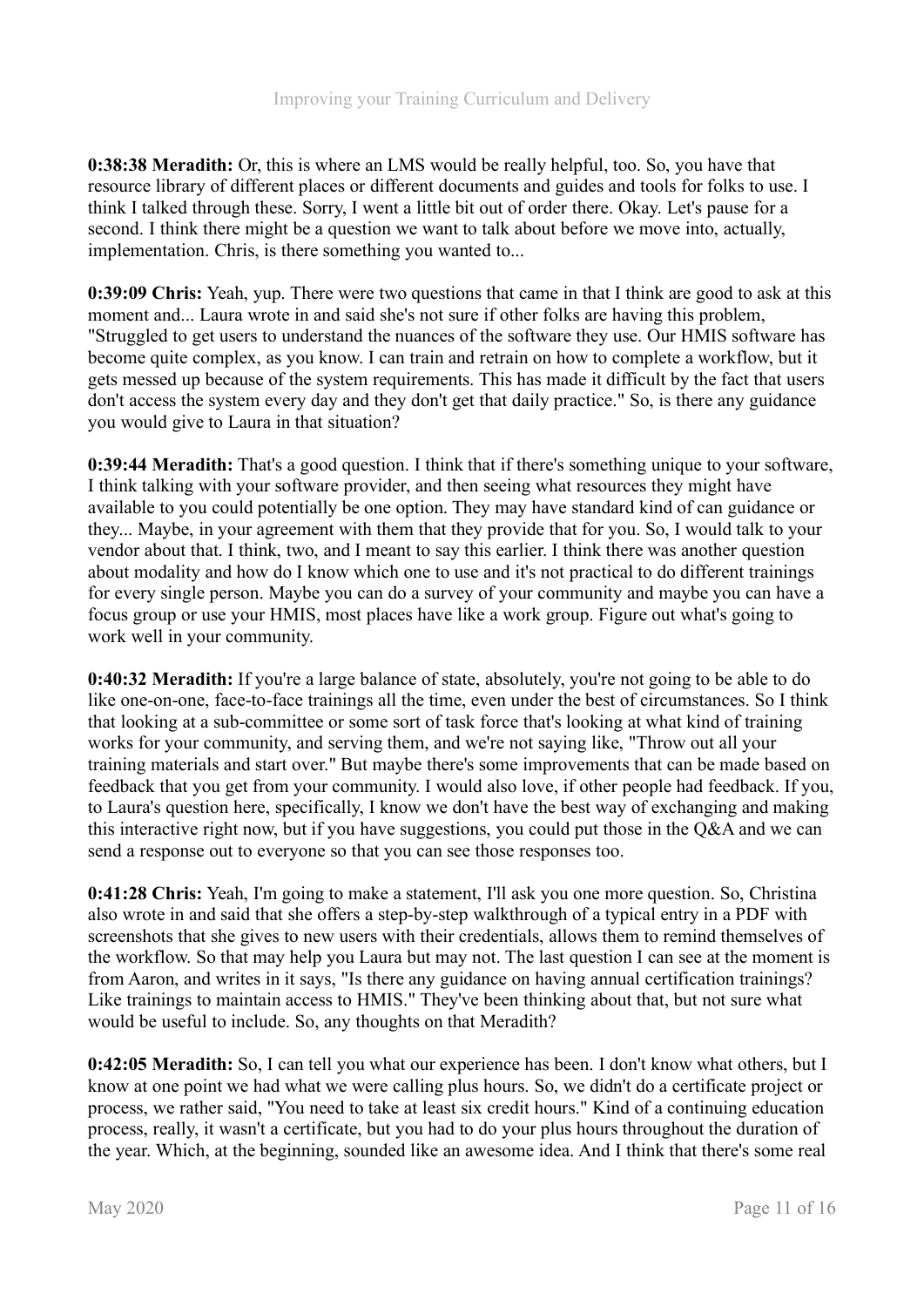**0:38:38 Meradith:** Or, this is where an LMS would be really helpful, too. So, you have that resource library of different places or different documents and guides and tools for folks to use. I think I talked through these. Sorry, I went a little bit out of order there. Okay. Let's pause for a second. I think there might be a question we want to talk about before we move into, actually, implementation. Chris, is there something you wanted to...

**0:39:09 Chris:** Yeah, yup. There were two questions that came in that I think are good to ask at this moment and... Laura wrote in and said she's not sure if other folks are having this problem, "Struggled to get users to understand the nuances of the software they use. Our HMIS software has become quite complex, as you know. I can train and retrain on how to complete a workflow, but it gets messed up because of the system requirements. This has made it difficult by the fact that users don't access the system every day and they don't get that daily practice." So, is there any guidance you would give to Laura in that situation?

**0:39:44 Meradith:** That's a good question. I think that if there's something unique to your software, I think talking with your software provider, and then seeing what resources they might have available to you could potentially be one option. They may have standard kind of can guidance or they... Maybe, in your agreement with them that they provide that for you. So, I would talk to your vendor about that. I think, two, and I meant to say this earlier. I think there was another question about modality and how do I know which one to use and it's not practical to do different trainings for every single person. Maybe you can do a survey of your community and maybe you can have a focus group or use your HMIS, most places have like a work group. Figure out what's going to work well in your community.

**0:40:32 Meradith:** If you're a large balance of state, absolutely, you're not going to be able to do like one-on-one, face-to-face trainings all the time, even under the best of circumstances. So I think that looking at a sub-committee or some sort of task force that's looking at what kind of training works for your community, and serving them, and we're not saying like, "Throw out all your training materials and start over." But maybe there's some improvements that can be made based on feedback that you get from your community. I would also love, if other people had feedback. If you, to Laura's question here, specifically, I know we don't have the best way of exchanging and making this interactive right now, but if you have suggestions, you could put those in the Q&A and we can send a response out to everyone so that you can see those responses too.

**0:41:28 Chris:** Yeah, I'm going to make a statement, I'll ask you one more question. So, Christina also wrote in and said that she offers a step-by-step walkthrough of a typical entry in a PDF with screenshots that she gives to new users with their credentials, allows them to remind themselves of the workflow. So that may help you Laura but may not. The last question I can see at the moment is from Aaron, and writes in it says, "Is there any guidance on having annual certification trainings? Like trainings to maintain access to HMIS." They've been thinking about that, but not sure what would be useful to include. So, any thoughts on that Meradith?

**0:42:05 Meradith:** So, I can tell you what our experience has been. I don't know what others, but I know at one point we had what we were calling plus hours. So, we didn't do a certificate project or process, we rather said, "You need to take at least six credit hours." Kind of a continuing education process, really, it wasn't a certificate, but you had to do your plus hours throughout the duration of the year. Which, at the beginning, sounded like an awesome idea. And I think that there's some real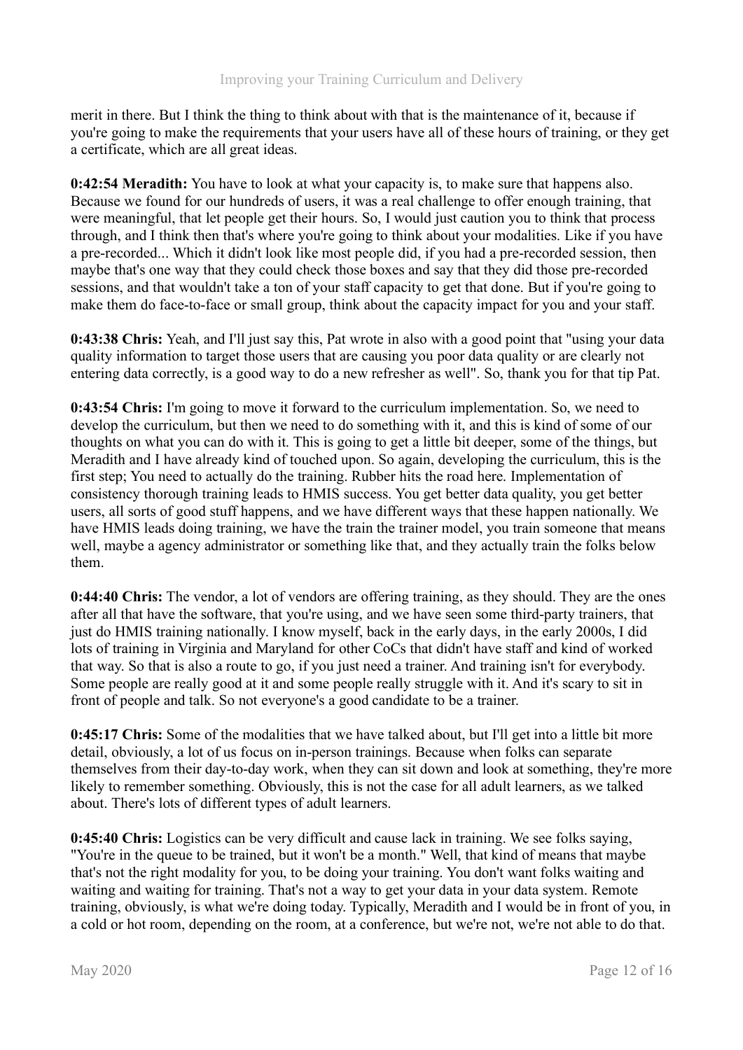merit in there. But I think the thing to think about with that is the maintenance of it, because if you're going to make the requirements that your users have all of these hours of training, or they get a certificate, which are all great ideas.

**0:42:54 Meradith:** You have to look at what your capacity is, to make sure that happens also. Because we found for our hundreds of users, it was a real challenge to offer enough training, that were meaningful, that let people get their hours. So, I would just caution you to think that process through, and I think then that's where you're going to think about your modalities. Like if you have a pre-recorded... Which it didn't look like most people did, if you had a pre-recorded session, then maybe that's one way that they could check those boxes and say that they did those pre-recorded sessions, and that wouldn't take a ton of your staff capacity to get that done. But if you're going to make them do face-to-face or small group, think about the capacity impact for you and your staff.

**0:43:38 Chris:** Yeah, and I'll just say this, Pat wrote in also with a good point that "using your data quality information to target those users that are causing you poor data quality or are clearly not entering data correctly, is a good way to do a new refresher as well". So, thank you for that tip Pat.

**0:43:54 Chris:** I'm going to move it forward to the curriculum implementation. So, we need to develop the curriculum, but then we need to do something with it, and this is kind of some of our thoughts on what you can do with it. This is going to get a little bit deeper, some of the things, but Meradith and I have already kind of touched upon. So again, developing the curriculum, this is the first step; You need to actually do the training. Rubber hits the road here. Implementation of consistency thorough training leads to HMIS success. You get better data quality, you get better users, all sorts of good stuff happens, and we have different ways that these happen nationally. We have HMIS leads doing training, we have the train the trainer model, you train someone that means well, maybe a agency administrator or something like that, and they actually train the folks below them.

**0:44:40 Chris:** The vendor, a lot of vendors are offering training, as they should. They are the ones after all that have the software, that you're using, and we have seen some third-party trainers, that just do HMIS training nationally. I know myself, back in the early days, in the early 2000s, I did lots of training in Virginia and Maryland for other CoCs that didn't have staff and kind of worked that way. So that is also a route to go, if you just need a trainer. And training isn't for everybody. Some people are really good at it and some people really struggle with it. And it's scary to sit in front of people and talk. So not everyone's a good candidate to be a trainer.

**0:45:17 Chris:** Some of the modalities that we have talked about, but I'll get into a little bit more detail, obviously, a lot of us focus on in-person trainings. Because when folks can separate themselves from their day-to-day work, when they can sit down and look at something, they're more likely to remember something. Obviously, this is not the case for all adult learners, as we talked about. There's lots of different types of adult learners.

**0:45:40 Chris:** Logistics can be very difficult and cause lack in training. We see folks saying, "You're in the queue to be trained, but it won't be a month." Well, that kind of means that maybe that's not the right modality for you, to be doing your training. You don't want folks waiting and waiting and waiting for training. That's not a way to get your data in your data system. Remote training, obviously, is what we're doing today. Typically, Meradith and I would be in front of you, in a cold or hot room, depending on the room, at a conference, but we're not, we're not able to do that.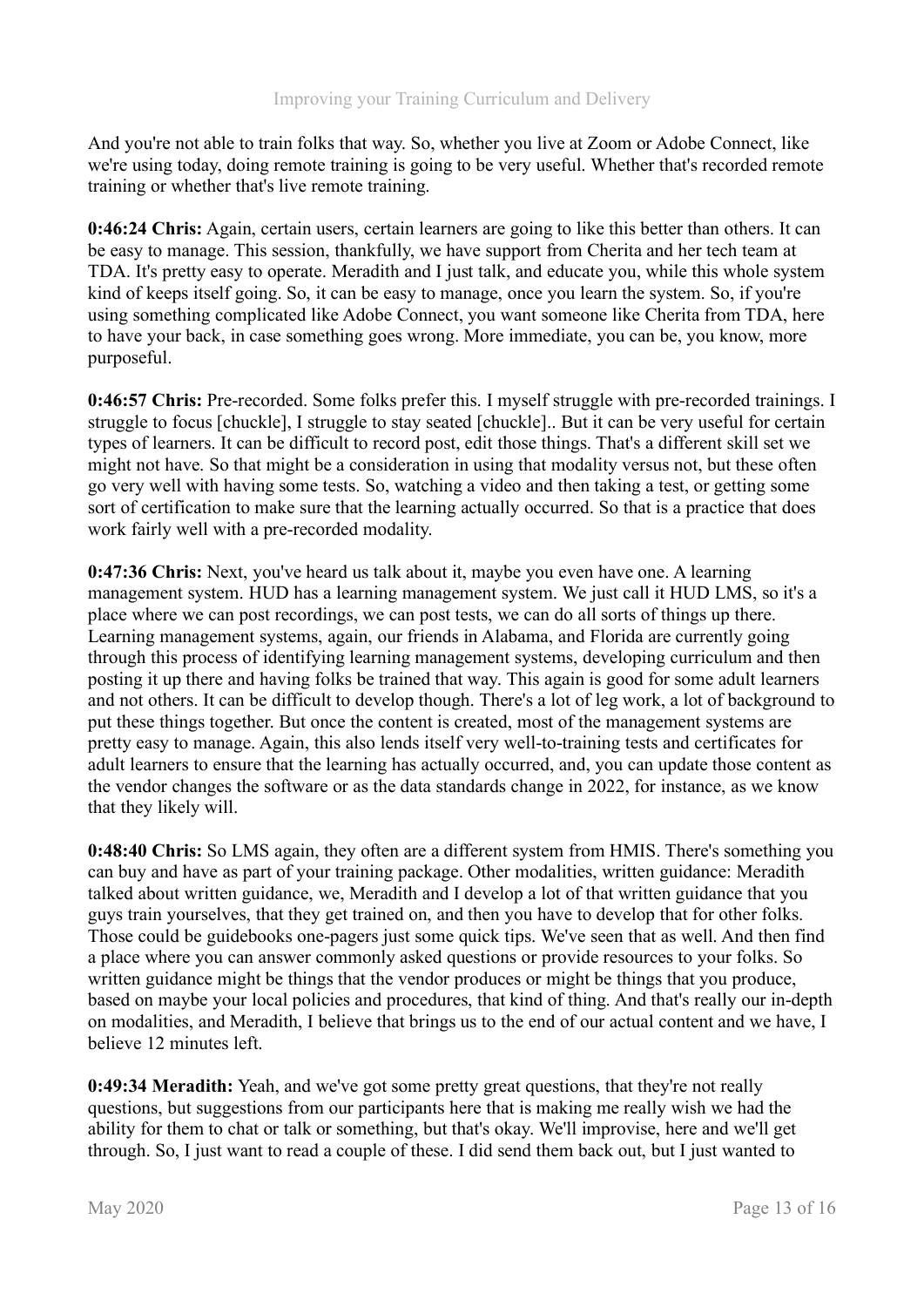And you're not able to train folks that way. So, whether you live at Zoom or Adobe Connect, like we're using today, doing remote training is going to be very useful. Whether that's recorded remote training or whether that's live remote training.

**0:46:24 Chris:** Again, certain users, certain learners are going to like this better than others. It can be easy to manage. This session, thankfully, we have support from Cherita and her tech team at TDA. It's pretty easy to operate. Meradith and I just talk, and educate you, while this whole system kind of keeps itself going. So, it can be easy to manage, once you learn the system. So, if you're using something complicated like Adobe Connect, you want someone like Cherita from TDA, here to have your back, in case something goes wrong. More immediate, you can be, you know, more purposeful.

**0:46:57 Chris:** Pre-recorded. Some folks prefer this. I myself struggle with pre-recorded trainings. I struggle to focus [chuckle], I struggle to stay seated [chuckle].. But it can be very useful for certain types of learners. It can be difficult to record post, edit those things. That's a different skill set we might not have. So that might be a consideration in using that modality versus not, but these often go very well with having some tests. So, watching a video and then taking a test, or getting some sort of certification to make sure that the learning actually occurred. So that is a practice that does work fairly well with a pre-recorded modality.

**0:47:36 Chris:** Next, you've heard us talk about it, maybe you even have one. A learning management system. HUD has a learning management system. We just call it HUD LMS, so it's a place where we can post recordings, we can post tests, we can do all sorts of things up there. Learning management systems, again, our friends in Alabama, and Florida are currently going through this process of identifying learning management systems, developing curriculum and then posting it up there and having folks be trained that way. This again is good for some adult learners and not others. It can be difficult to develop though. There's a lot of leg work, a lot of background to put these things together. But once the content is created, most of the management systems are pretty easy to manage. Again, this also lends itself very well-to-training tests and certificates for adult learners to ensure that the learning has actually occurred, and, you can update those content as the vendor changes the software or as the data standards change in 2022, for instance, as we know that they likely will.

**0:48:40 Chris:** So LMS again, they often are a different system from HMIS. There's something you can buy and have as part of your training package. Other modalities, written guidance: Meradith talked about written guidance, we, Meradith and I develop a lot of that written guidance that you guys train yourselves, that they get trained on, and then you have to develop that for other folks. Those could be guidebooks one-pagers just some quick tips. We've seen that as well. And then find a place where you can answer commonly asked questions or provide resources to your folks. So written guidance might be things that the vendor produces or might be things that you produce, based on maybe your local policies and procedures, that kind of thing. And that's really our in-depth on modalities, and Meradith, I believe that brings us to the end of our actual content and we have, I believe 12 minutes left.

**0:49:34 Meradith:** Yeah, and we've got some pretty great questions, that they're not really questions, but suggestions from our participants here that is making me really wish we had the ability for them to chat or talk or something, but that's okay. We'll improvise, here and we'll get through. So, I just want to read a couple of these. I did send them back out, but I just wanted to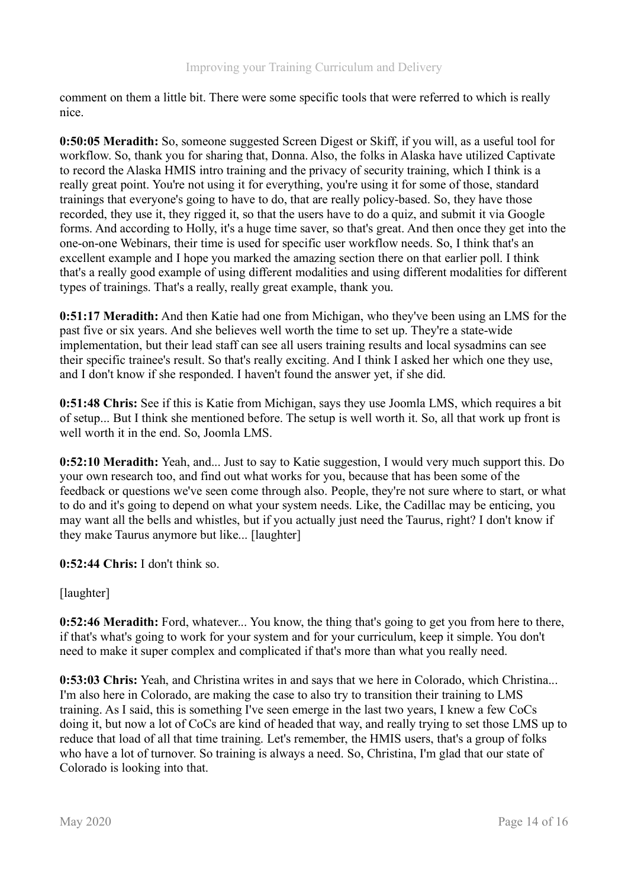comment on them a little bit. There were some specific tools that were referred to which is really nice.

**0:50:05 Meradith:** So, someone suggested Screen Digest or Skiff, if you will, as a useful tool for workflow. So, thank you for sharing that, Donna. Also, the folks in Alaska have utilized Captivate to record the Alaska HMIS intro training and the privacy of security training, which I think is a really great point. You're not using it for everything, you're using it for some of those, standard trainings that everyone's going to have to do, that are really policy-based. So, they have those recorded, they use it, they rigged it, so that the users have to do a quiz, and submit it via Google forms. And according to Holly, it's a huge time saver, so that's great. And then once they get into the one-on-one Webinars, their time is used for specific user workflow needs. So, I think that's an excellent example and I hope you marked the amazing section there on that earlier poll. I think that's a really good example of using different modalities and using different modalities for different types of trainings. That's a really, really great example, thank you.

**0:51:17 Meradith:** And then Katie had one from Michigan, who they've been using an LMS for the past five or six years. And she believes well worth the time to set up. They're a state-wide implementation, but their lead staff can see all users training results and local sysadmins can see their specific trainee's result. So that's really exciting. And I think I asked her which one they use, and I don't know if she responded. I haven't found the answer yet, if she did.

**0:51:48 Chris:** See if this is Katie from Michigan, says they use Joomla LMS, which requires a bit of setup... But I think she mentioned before. The setup is well worth it. So, all that work up front is well worth it in the end. So, Joomla LMS.

**0:52:10 Meradith:** Yeah, and... Just to say to Katie suggestion, I would very much support this. Do your own research too, and find out what works for you, because that has been some of the feedback or questions we've seen come through also. People, they're not sure where to start, or what to do and it's going to depend on what your system needs. Like, the Cadillac may be enticing, you may want all the bells and whistles, but if you actually just need the Taurus, right? I don't know if they make Taurus anymore but like... [laughter]

**0:52:44 Chris:** I don't think so.

[laughter]

**0:52:46 Meradith:** Ford, whatever... You know, the thing that's going to get you from here to there, if that's what's going to work for your system and for your curriculum, keep it simple. You don't need to make it super complex and complicated if that's more than what you really need.

**0:53:03 Chris:** Yeah, and Christina writes in and says that we here in Colorado, which Christina... I'm also here in Colorado, are making the case to also try to transition their training to LMS training. As I said, this is something I've seen emerge in the last two years, I knew a few CoCs doing it, but now a lot of CoCs are kind of headed that way, and really trying to set those LMS up to reduce that load of all that time training. Let's remember, the HMIS users, that's a group of folks who have a lot of turnover. So training is always a need. So, Christina, I'm glad that our state of Colorado is looking into that.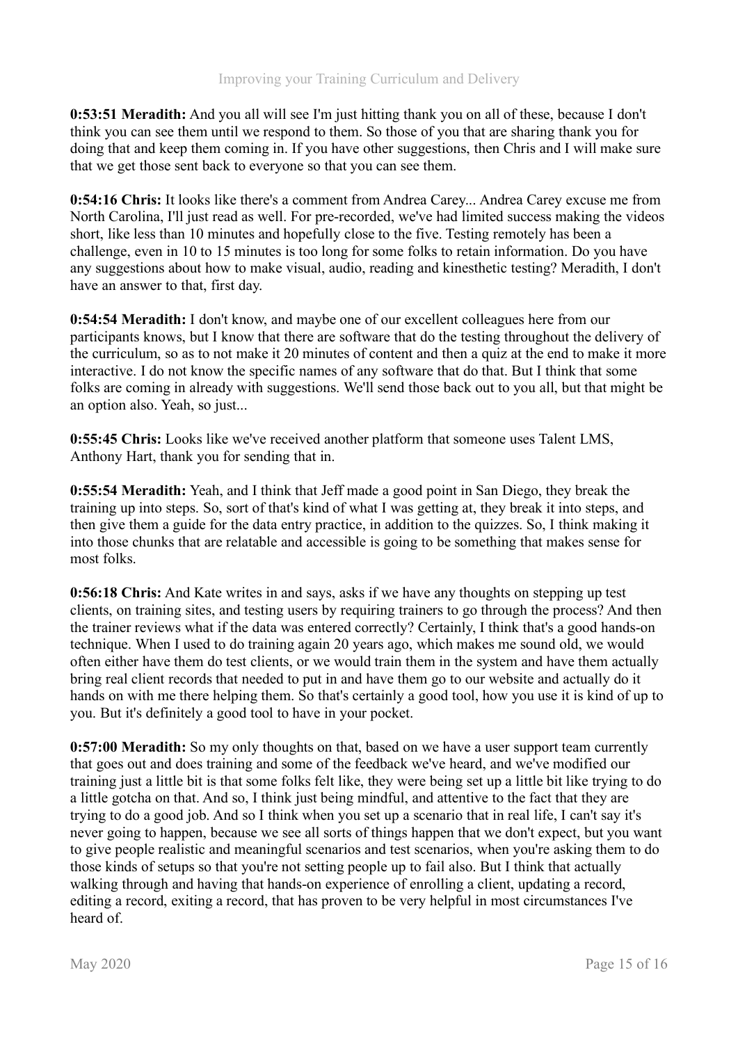**0:53:51 Meradith:** And you all will see I'm just hitting thank you on all of these, because I don't think you can see them until we respond to them. So those of you that are sharing thank you for doing that and keep them coming in. If you have other suggestions, then Chris and I will make sure that we get those sent back to everyone so that you can see them.

**0:54:16 Chris:** It looks like there's a comment from Andrea Carey... Andrea Carey excuse me from North Carolina, I'll just read as well. For pre-recorded, we've had limited success making the videos short, like less than 10 minutes and hopefully close to the five. Testing remotely has been a challenge, even in 10 to 15 minutes is too long for some folks to retain information. Do you have any suggestions about how to make visual, audio, reading and kinesthetic testing? Meradith, I don't have an answer to that, first day.

**0:54:54 Meradith:** I don't know, and maybe one of our excellent colleagues here from our participants knows, but I know that there are software that do the testing throughout the delivery of the curriculum, so as to not make it 20 minutes of content and then a quiz at the end to make it more interactive. I do not know the specific names of any software that do that. But I think that some folks are coming in already with suggestions. We'll send those back out to you all, but that might be an option also. Yeah, so just...

**0:55:45 Chris:** Looks like we've received another platform that someone uses Talent LMS, Anthony Hart, thank you for sending that in.

**0:55:54 Meradith:** Yeah, and I think that Jeff made a good point in San Diego, they break the training up into steps. So, sort of that's kind of what I was getting at, they break it into steps, and then give them a guide for the data entry practice, in addition to the quizzes. So, I think making it into those chunks that are relatable and accessible is going to be something that makes sense for most folks.

**0:56:18 Chris:** And Kate writes in and says, asks if we have any thoughts on stepping up test clients, on training sites, and testing users by requiring trainers to go through the process? And then the trainer reviews what if the data was entered correctly? Certainly, I think that's a good hands-on technique. When I used to do training again 20 years ago, which makes me sound old, we would often either have them do test clients, or we would train them in the system and have them actually bring real client records that needed to put in and have them go to our website and actually do it hands on with me there helping them. So that's certainly a good tool, how you use it is kind of up to you. But it's definitely a good tool to have in your pocket.

**0:57:00 Meradith:** So my only thoughts on that, based on we have a user support team currently that goes out and does training and some of the feedback we've heard, and we've modified our training just a little bit is that some folks felt like, they were being set up a little bit like trying to do a little gotcha on that. And so, I think just being mindful, and attentive to the fact that they are trying to do a good job. And so I think when you set up a scenario that in real life, I can't say it's never going to happen, because we see all sorts of things happen that we don't expect, but you want to give people realistic and meaningful scenarios and test scenarios, when you're asking them to do those kinds of setups so that you're not setting people up to fail also. But I think that actually walking through and having that hands-on experience of enrolling a client, updating a record, editing a record, exiting a record, that has proven to be very helpful in most circumstances I've heard of.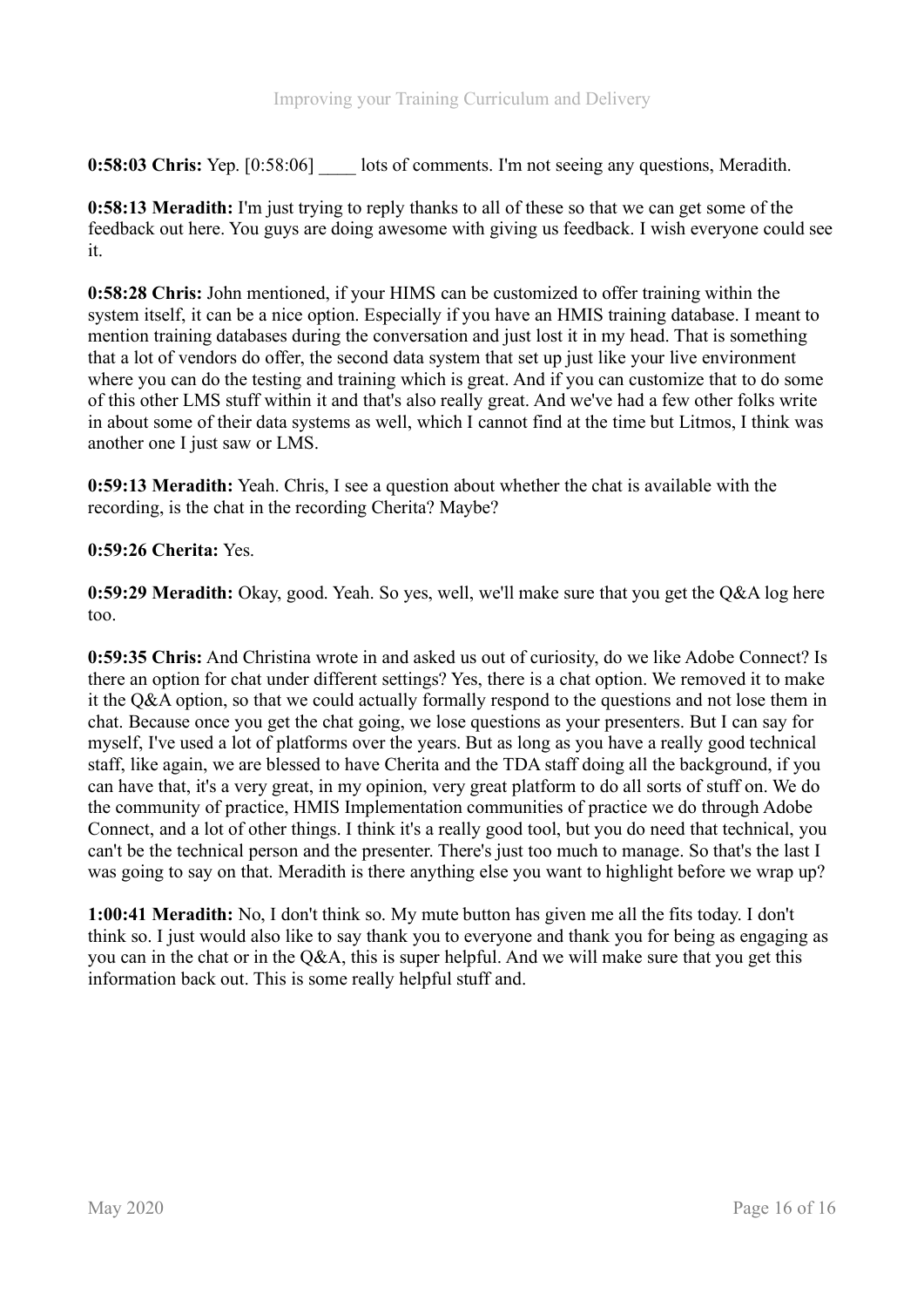**0:58:03 Chris:** Yep. [0:58:06] ____ lots of comments. I'm not seeing any questions, Meradith.

**0:58:13 Meradith:** I'm just trying to reply thanks to all of these so that we can get some of the feedback out here. You guys are doing awesome with giving us feedback. I wish everyone could see it.

**0:58:28 Chris:** John mentioned, if your HIMS can be customized to offer training within the system itself, it can be a nice option. Especially if you have an HMIS training database. I meant to mention training databases during the conversation and just lost it in my head. That is something that a lot of vendors do offer, the second data system that set up just like your live environment where you can do the testing and training which is great. And if you can customize that to do some of this other LMS stuff within it and that's also really great. And we've had a few other folks write in about some of their data systems as well, which I cannot find at the time but Litmos, I think was another one I just saw or LMS.

**0:59:13 Meradith:** Yeah. Chris, I see a question about whether the chat is available with the recording, is the chat in the recording Cherita? Maybe?

**0:59:26 Cherita:** Yes.

**0:59:29 Meradith:** Okay, good. Yeah. So yes, well, we'll make sure that you get the Q&A log here too.

**0:59:35 Chris:** And Christina wrote in and asked us out of curiosity, do we like Adobe Connect? Is there an option for chat under different settings? Yes, there is a chat option. We removed it to make it the Q&A option, so that we could actually formally respond to the questions and not lose them in chat. Because once you get the chat going, we lose questions as your presenters. But I can say for myself, I've used a lot of platforms over the years. But as long as you have a really good technical staff, like again, we are blessed to have Cherita and the TDA staff doing all the background, if you can have that, it's a very great, in my opinion, very great platform to do all sorts of stuff on. We do the community of practice, HMIS Implementation communities of practice we do through Adobe Connect, and a lot of other things. I think it's a really good tool, but you do need that technical, you can't be the technical person and the presenter. There's just too much to manage. So that's the last I was going to say on that. Meradith is there anything else you want to highlight before we wrap up?

**1:00:41 Meradith:** No, I don't think so. My mute button has given me all the fits today. I don't think so. I just would also like to say thank you to everyone and thank you for being as engaging as you can in the chat or in the Q&A, this is super helpful. And we will make sure that you get this information back out. This is some really helpful stuff and.